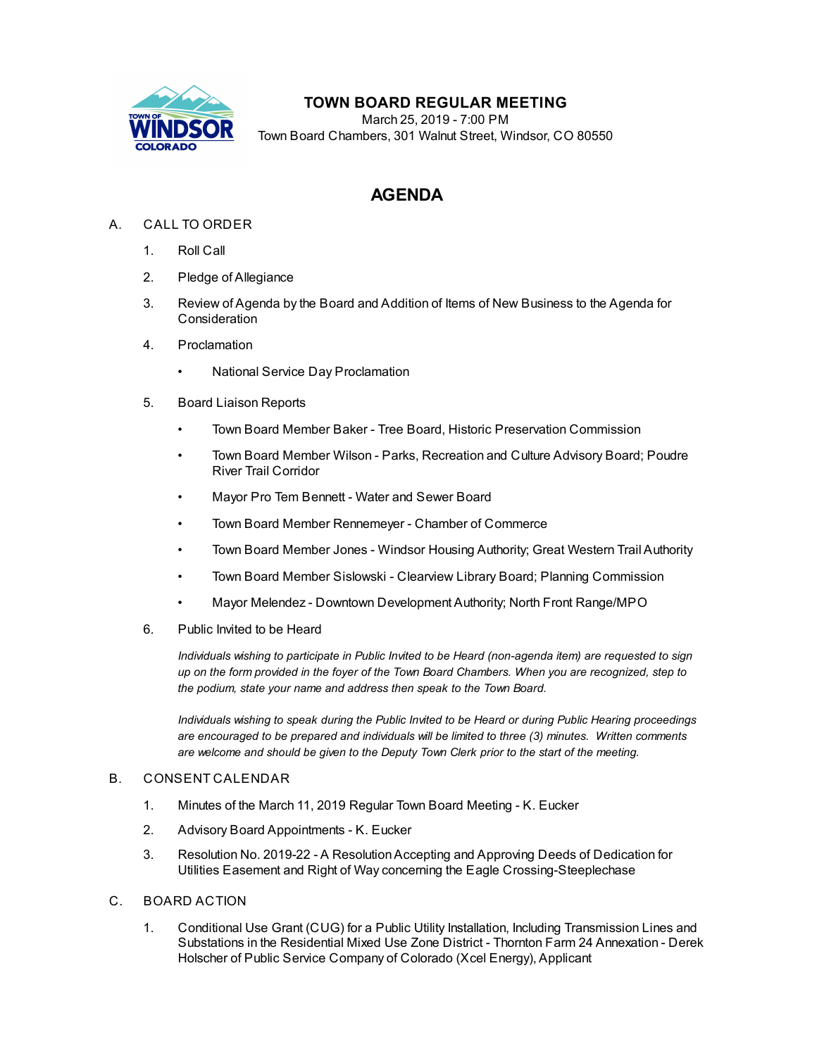# TOWN BOARD REGULAR MEETING

March 25, 2019 - 7:00 PM
Town Board Chambers, 301 Walnut Street, Windsor, CO 80550

## AGENDA

A. CALL TO ORDER

1. Roll Call
2. Pledge of Allegiance
3. Review of Agenda by the Board and Addition of Items of New Business to the Agenda for Consideration
4. Proclamation
   - National Service Day Proclamation
5. Board Liaison Reports
   - Town Board Member Baker - Tree Board, Historic Preservation Commission
   - Town Board Member Wilson - Parks, Recreation and Culture Advisory Board; Poudre River Trail Corridor
   - Mayor Pro Tem Bennett - Water and Sewer Board
   - Town Board Member Rennemeyer - Chamber of Commerce
   - Town Board Member Jones - Windsor Housing Authority; Great Western Trail Authority
   - Town Board Member Sislowski - Clearview Library Board; Planning Commission
   - Mayor Melendez - Downtown Development Authority; North Front Range/MPO
6. Public Invited to be Heard

   *Individuals wishing to participate in Public Invited to be Heard (non-agenda item) are requested to sign up on the form provided in the foyer of the Town Board Chambers. When you are recognized, step to the podium, state your name and address then speak to the Town Board.*

   *Individuals wishing to speak during the Public Invited to be Heard or during Public Hearing proceedings are encouraged to be prepared and individuals will be limited to three (3) minutes. Written comments are welcome and should be given to the Deputy Town Clerk prior to the start of the meeting.*

B. CONSENT CALENDAR

1. Minutes of the March 11, 2019 Regular Town Board Meeting - K. Eucker
2. Advisory Board Appointments - K. Eucker
3. Resolution No. 2019-22 - A Resolution Accepting and Approving Deeds of Dedication for Utilities Easement and Right of Way concerning the Eagle Crossing-Steeplechase

C. BOARD ACTION

1. Conditional Use Grant (CUG) for a Public Utility Installation, Including Transmission Lines and Substations in the Residential Mixed Use Zone District - Thornton Farm 24 Annexation - Derek Holscher of Public Service Company of Colorado (Xcel Energy), Applicant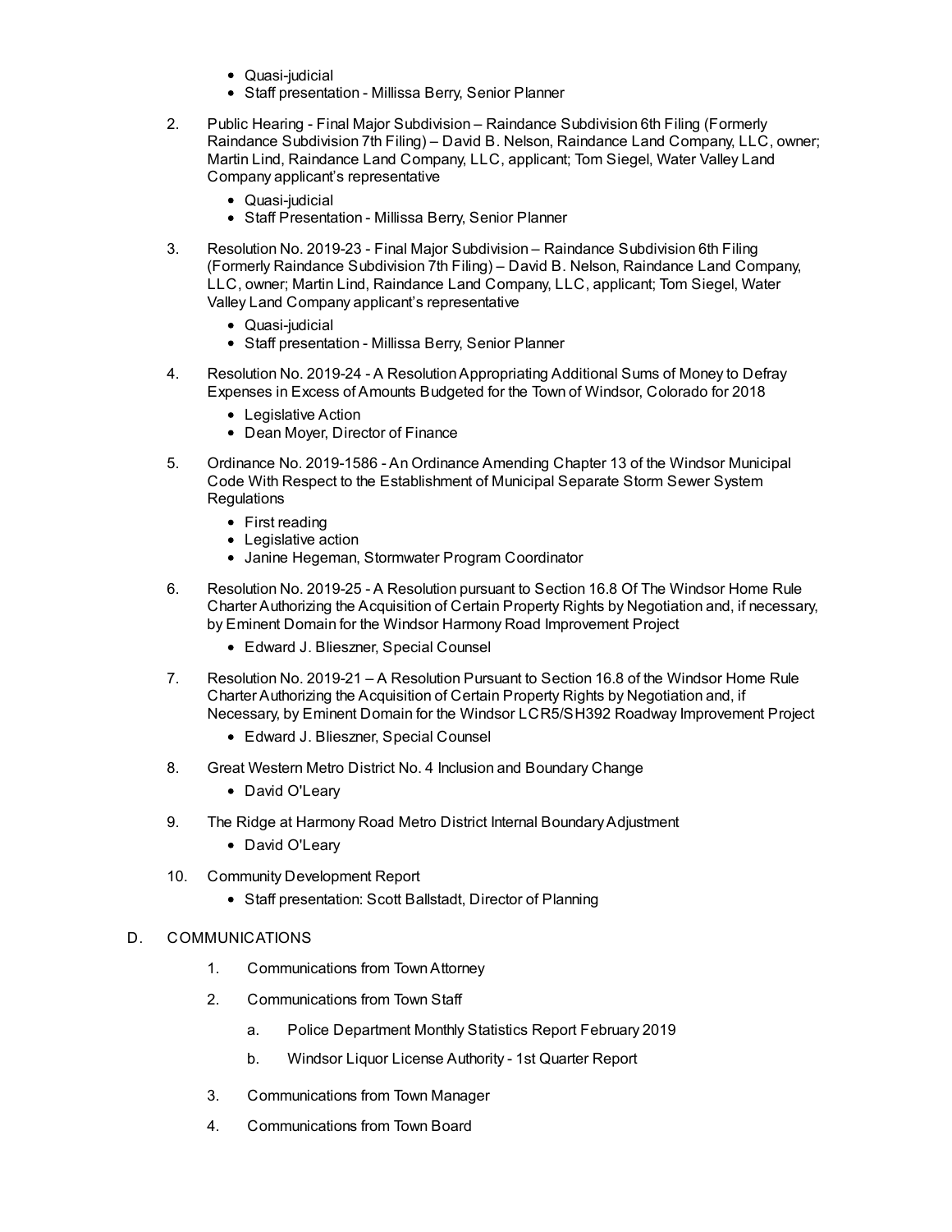- Quasi-judicial
- Staff presentation - Millissa Berry, Senior Planner

2. Public Hearing - Final Major Subdivision – Raindance Subdivision 6th Filing (Formerly Raindance Subdivision 7th Filing) – David B. Nelson, Raindance Land Company, LLC, owner; Martin Lind, Raindance Land Company, LLC, applicant; Tom Siegel, Water Valley Land Company applicant's representative
   - Quasi-judicial
   - Staff Presentation - Millissa Berry, Senior Planner

3. Resolution No. 2019-23 - Final Major Subdivision – Raindance Subdivision 6th Filing (Formerly Raindance Subdivision 7th Filing) – David B. Nelson, Raindance Land Company, LLC, owner; Martin Lind, Raindance Land Company, LLC, applicant; Tom Siegel, Water Valley Land Company applicant's representative
   - Quasi-judicial
   - Staff presentation - Millissa Berry, Senior Planner

4. Resolution No. 2019-24 - A Resolution Appropriating Additional Sums of Money to Defray Expenses in Excess of Amounts Budgeted for the Town of Windsor, Colorado for 2018
   - Legislative Action
   - Dean Moyer, Director of Finance

5. Ordinance No. 2019-1586 - An Ordinance Amending Chapter 13 of the Windsor Municipal Code With Respect to the Establishment of Municipal Separate Storm Sewer System Regulations
   - First reading
   - Legislative action
   - Janine Hegeman, Stormwater Program Coordinator

6. Resolution No. 2019-25 - A Resolution pursuant to Section 16.8 Of The Windsor Home Rule Charter Authorizing the Acquisition of Certain Property Rights by Negotiation and, if necessary, by Eminent Domain for the Windsor Harmony Road Improvement Project
   - Edward J. Blieszner, Special Counsel

7. Resolution No. 2019-21 – A Resolution Pursuant to Section 16.8 of the Windsor Home Rule Charter Authorizing the Acquisition of Certain Property Rights by Negotiation and, if Necessary, by Eminent Domain for the Windsor LCR5/SH392 Roadway Improvement Project
   - Edward J. Blieszner, Special Counsel

8. Great Western Metro District No. 4 Inclusion and Boundary Change
   - David O'Leary

9. The Ridge at Harmony Road Metro District Internal Boundary Adjustment
   - David O'Leary

10. Community Development Report
    - Staff presentation: Scott Ballstadt, Director of Planning

D. COMMUNICATIONS

1. Communications from Town Attorney
2. Communications from Town Staff
   a. Police Department Monthly Statistics Report February 2019
   b. Windsor Liquor License Authority - 1st Quarter Report
3. Communications from Town Manager
4. Communications from Town Board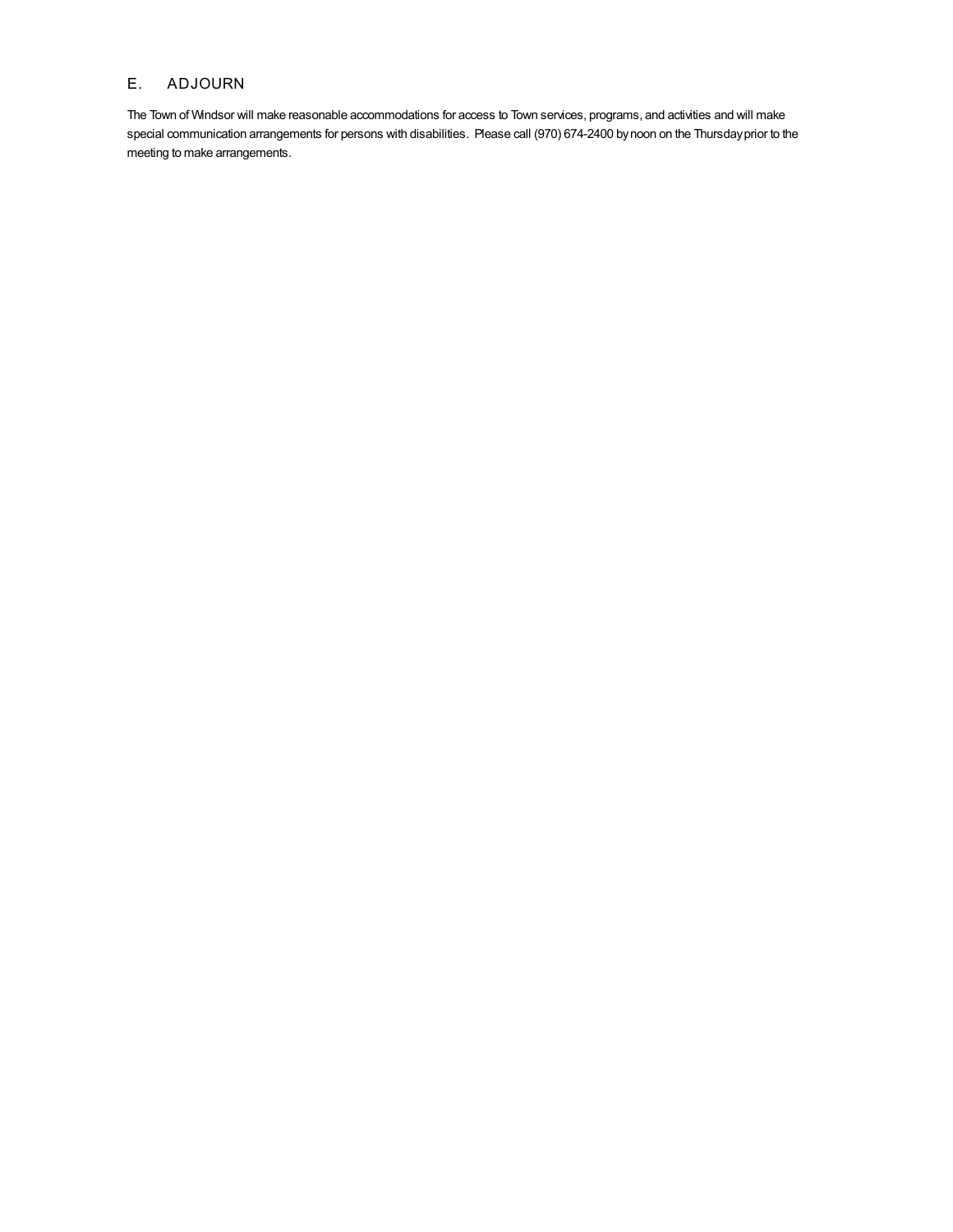## E. ADJOURN

The Town of Windsor will make reasonable accommodations for access to Town services, programs, and activities and will make special communication arrangements for persons with disabilities. Please call (970) 674-2400 by noon on the Thursday prior to the meeting to make arrangements.